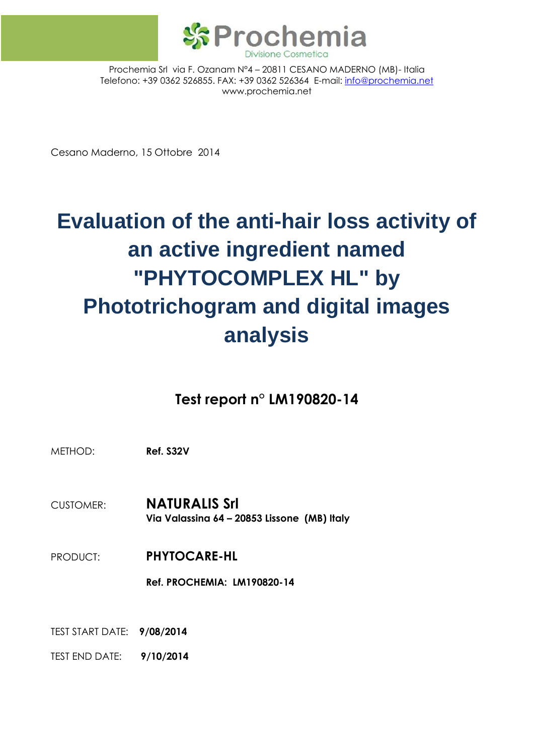Prochemia
Divisione Cosmetica

Prochemia Srl via F. Ozanam N°4 – 20811 CESANO MADERNO (MB)- Italia
Telefono: +39 0362 526855. FAX: +39 0362 526364 E-mail: info@prochemia.net
www.prochemia.net

Cesano Maderno, 15 Ottobre 2014

# Evaluation of the anti-hair loss activity of an active ingredient named "PHYTOCOMPLEX HL" by Phototrichogram and digital images analysis

## Test report n° LM190820-14

METHOD: **Ref. S32V**

CUSTOMER: **NATURALIS Srl**
**Via Valassina 64 – 20853 Lissone (MB) Italy**

PRODUCT: **PHYTOCARE-HL**

**Ref. PROCHEMIA: LM190820-14**

TEST START DATE: **9/08/2014**

TEST END DATE: **9/10/2014**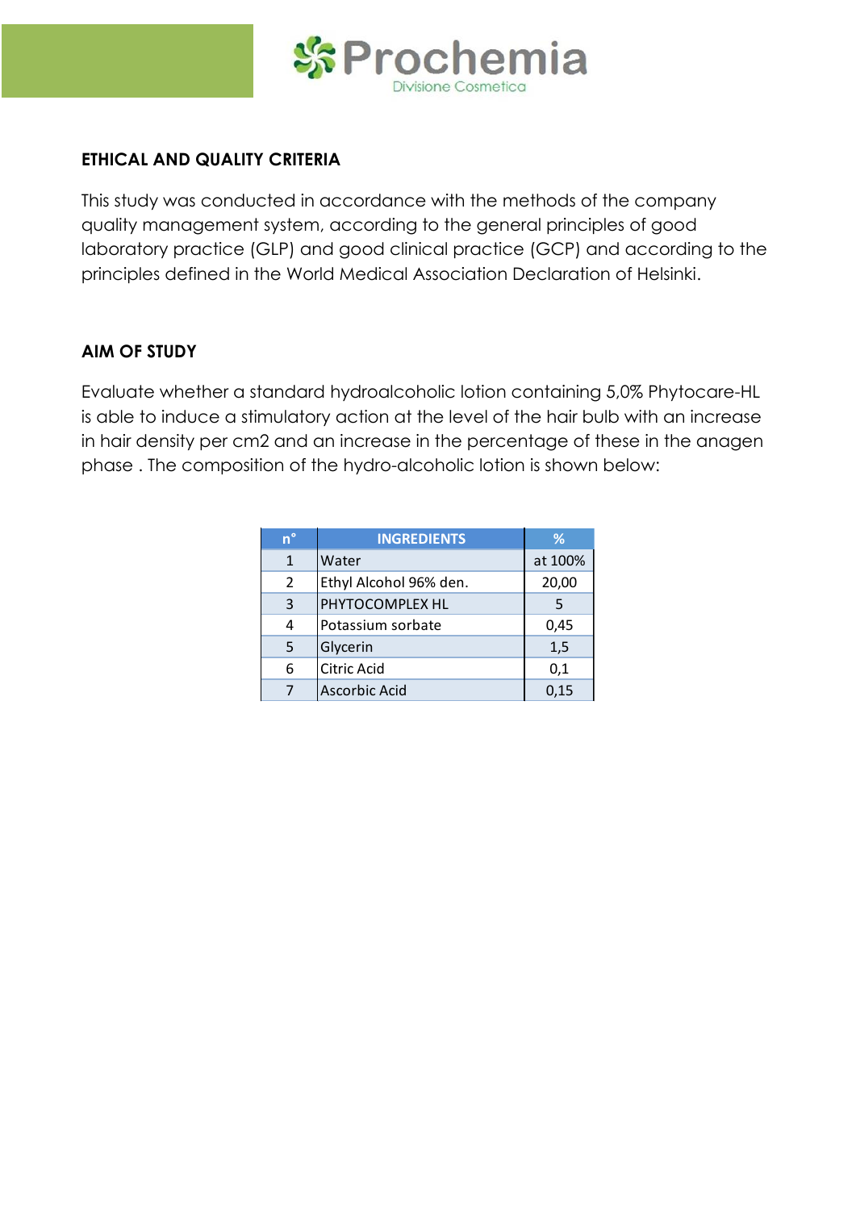## ETHICAL AND QUALITY CRITERIA

This study was conducted in accordance with the methods of the company quality management system, according to the general principles of good laboratory practice (GLP) and good clinical practice (GCP) and according to the principles defined in the World Medical Association Declaration of Helsinki.

## AIM OF STUDY

Evaluate whether a standard hydroalcoholic lotion containing 5,0% Phytocare-HL is able to induce a stimulatory action at the level of the hair bulb with an increase in hair density per cm2 and an increase in the percentage of these in the anagen phase . The composition of the hydro-alcoholic lotion is shown below:

| n° | INGREDIENTS | % |
|---|---|---|
| 1 | Water | at 100% |
| 2 | Ethyl Alcohol 96% den. | 20,00 |
| 3 | PHYTOCOMPLEX HL | 5 |
| 4 | Potassium sorbate | 0,45 |
| 5 | Glycerin | 1,5 |
| 6 | Citric Acid | 0,1 |
| 7 | Ascorbic Acid | 0,15 |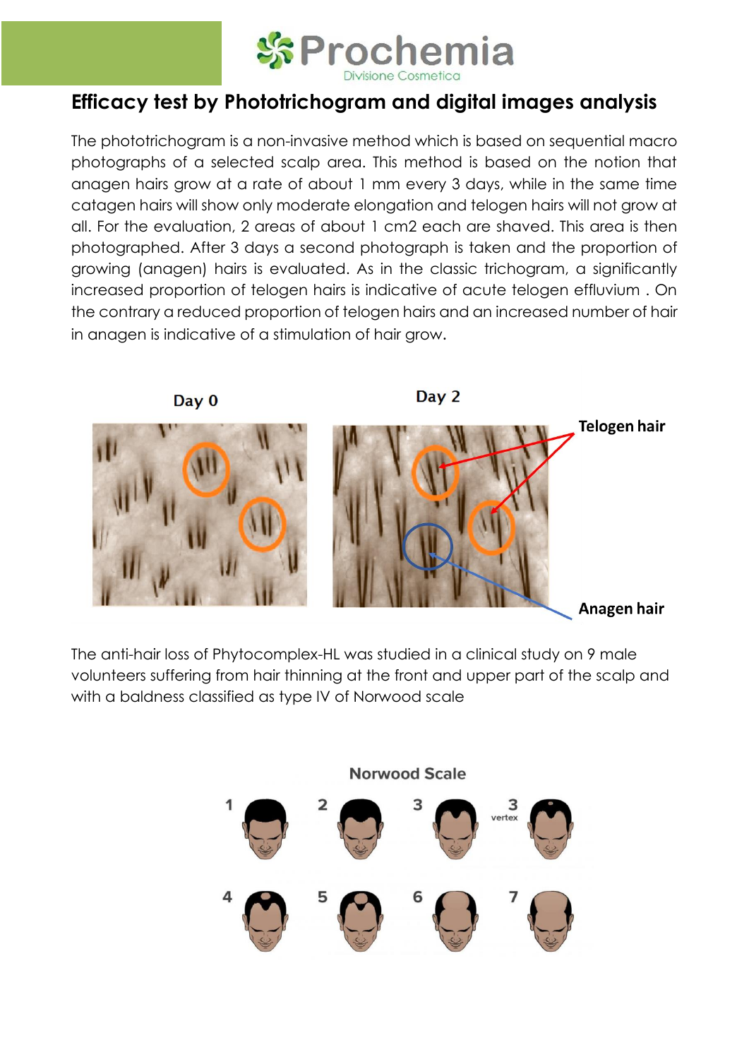## Efficacy test by Phototrichogram and digital images analysis

The phototrichogram is a non-invasive method which is based on sequential macro photographs of a selected scalp area. This method is based on the notion that anagen hairs grow at a rate of about 1 mm every 3 days, while in the same time catagen hairs will show only moderate elongation and telogen hairs will not grow at all. For the evaluation, 2 areas of about 1 cm2 each are shaved. This area is then photographed. After 3 days a second photograph is taken and the proportion of growing (anagen) hairs is evaluated. As in the classic trichogram, a significantly increased proportion of telogen hairs is indicative of acute telogen effluvium . On the contrary a reduced proportion of telogen hairs and an increased number of hair in anagen is indicative of a stimulation of hair grow.

Day 0 | Day 2 | Telogen hair | Anagen hair

The anti-hair loss of Phytocomplex-HL was studied in a clinical study on 9 male volunteers suffering from hair thinning at the front and upper part of the scalp and with a baldness classified as type IV of Norwood scale

Norwood Scale

1 | 2 | 3 | 3 vertex | 4 | 5 | 6 | 7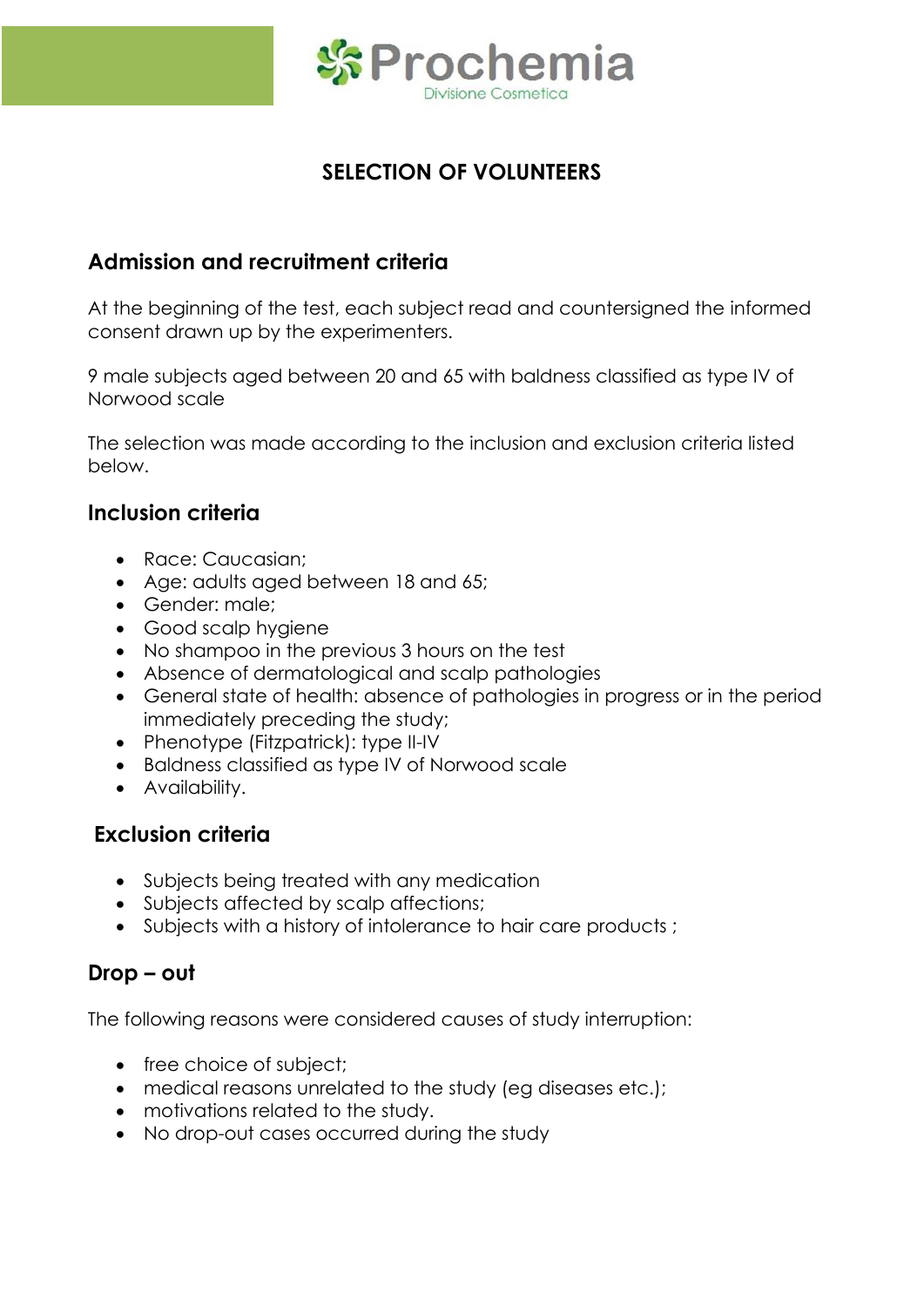## SELECTION OF VOLUNTEERS

### Admission and recruitment criteria

At the beginning of the test, each subject read and countersigned the informed consent drawn up by the experimenters.

9 male subjects aged between 20 and 65 with baldness classified as type IV of Norwood scale

The selection was made according to the inclusion and exclusion criteria listed below.

### Inclusion criteria

- Race: Caucasian;
- Age: adults aged between 18 and 65;
- Gender: male;
- Good scalp hygiene
- No shampoo in the previous 3 hours on the test
- Absence of dermatological and scalp pathologies
- General state of health: absence of pathologies in progress or in the period immediately preceding the study;
- Phenotype (Fitzpatrick): type II-IV
- Baldness classified as type IV of Norwood scale
- Availability.

### Exclusion criteria

- Subjects being treated with any medication
- Subjects affected by scalp affections;
- Subjects with a history of intolerance to hair care products ;

### Drop – out

The following reasons were considered causes of study interruption:

- free choice of subject;
- medical reasons unrelated to the study (eg diseases etc.);
- motivations related to the study.
- No drop-out cases occurred during the study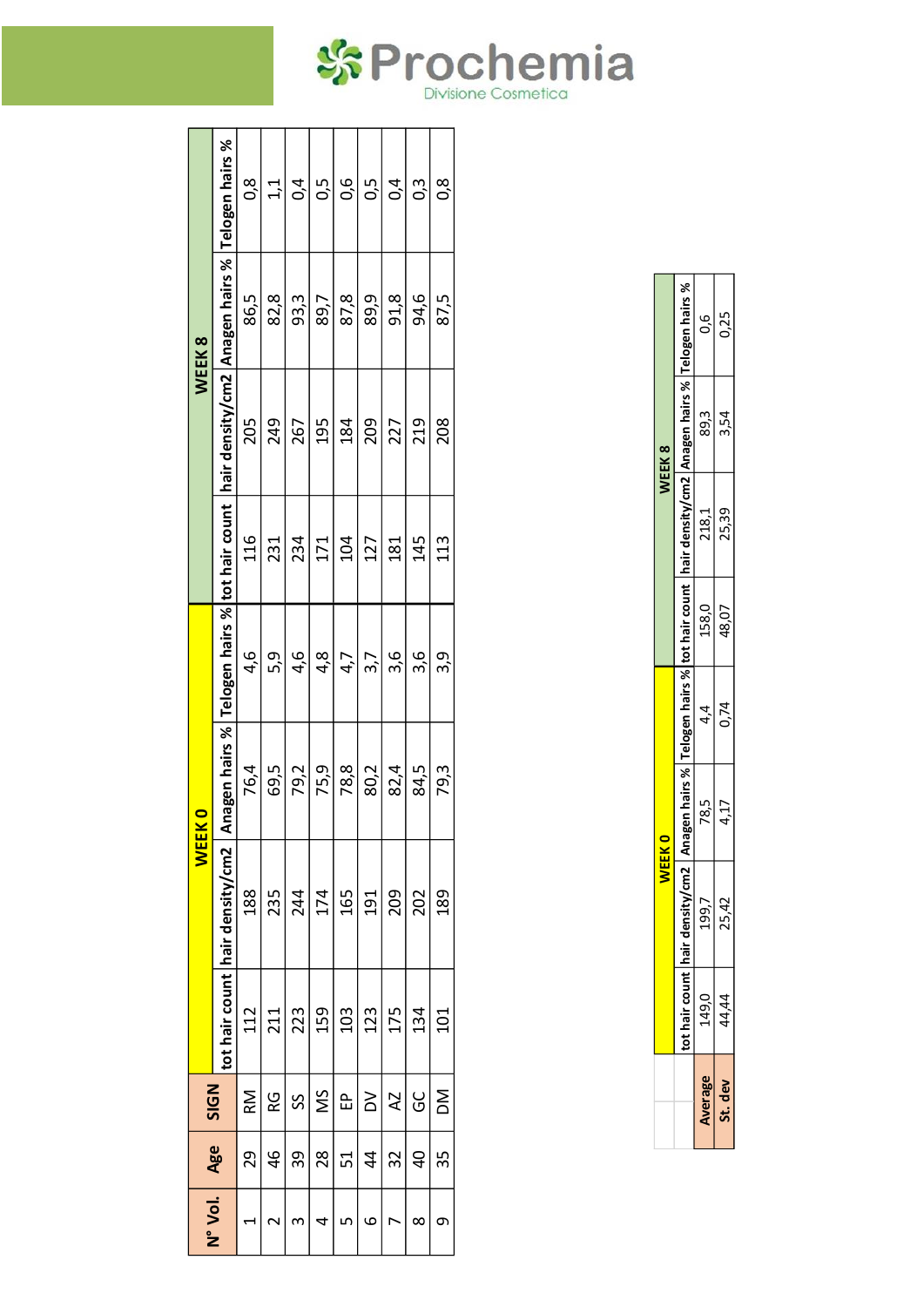| N° Vol. | Age | SIGN | WEEK 0 | | | | WEEK 8 | | | |
|---|---|---|---|---|---|---|---|---|---|---|
| | | | tot hair count | hair density/cm2 | Anagen hairs % | Telogen hairs % | tot hair count | hair density/cm2 | Anagen hairs % | Telogen hairs % |
| 1 | 29 | RM | 112 | 188 | 76,4 | 4,6 | 116 | 205 | 86,5 | 0,8 |
| 2 | 46 | RG | 211 | 235 | 69,5 | 5,9 | 231 | 249 | 82,8 | 1,1 |
| 3 | 39 | SS | 223 | 244 | 79,2 | 4,6 | 234 | 267 | 93,3 | 0,4 |
| 4 | 28 | MS | 159 | 174 | 75,9 | 4,8 | 171 | 195 | 89,7 | 0,5 |
| 5 | 51 | EP | 103 | 165 | 78,8 | 4,7 | 104 | 184 | 87,8 | 0,6 |
| 6 | 44 | DV | 123 | 191 | 80,2 | 3,7 | 127 | 209 | 89,9 | 0,5 |
| 7 | 32 | AZ | 175 | 209 | 82,4 | 3,6 | 181 | 227 | 91,8 | 0,4 |
| 8 | 40 | GC | 134 | 202 | 84,5 | 3,6 | 145 | 219 | 94,6 | 0,3 |
| 9 | 35 | DM | 101 | 189 | 79,3 | 3,9 | 113 | 208 | 87,5 | 0,8 |

| | WEEK 0 | | | | WEEK 8 | | | |
|---|---|---|---|---|---|---|---|---|
| | tot hair count | hair density/cm2 | Anagen hairs % | Telogen hairs % | tot hair count | hair density/cm2 | Anagen hairs % | Telogen hairs % |
| Average | 149,0 | 199,7 | 78,5 | 4,4 | 158,0 | 218,1 | 89,3 | 0,6 |
| St. dev | 44,44 | 25,42 | 4,17 | 0,74 | 48,07 | 25,39 | 3,54 | 0,25 |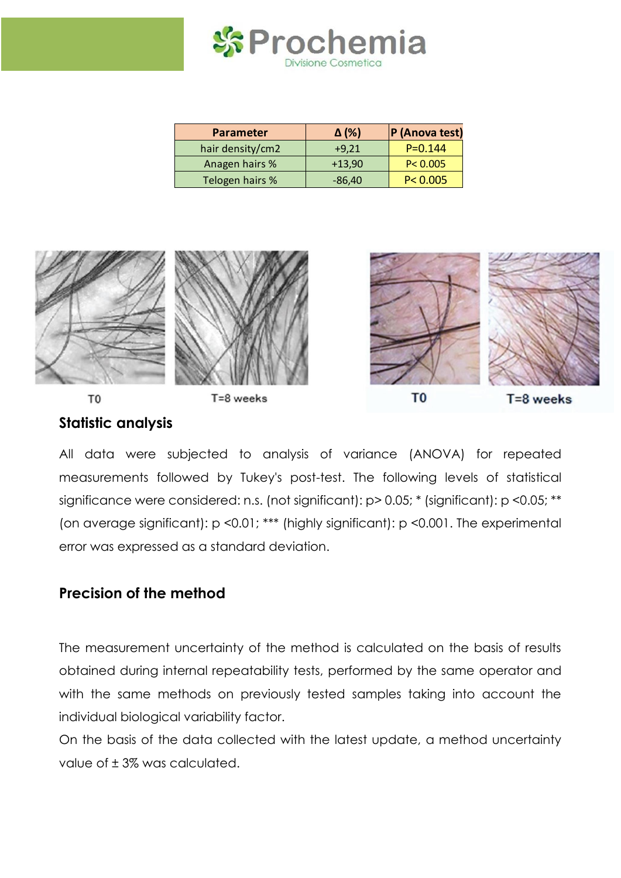| Parameter | Δ (%) | P (Anova test) |
|---|---|---|
| hair density/cm2 | +9,21 | P=0.144 |
| Anagen hairs % | +13,90 | P< 0.005 |
| Telogen hairs % | -86,40 | P< 0.005 |

T0 T=8 weeks

T0 T=8 weeks

## Statistic analysis

All data were subjected to analysis of variance (ANOVA) for repeated measurements followed by Tukey's post-test. The following levels of statistical significance were considered: n.s. (not significant): p> 0.05; * (significant): p <0.05; ** (on average significant): p <0.01; *** (highly significant): p <0.001. The experimental error was expressed as a standard deviation.

## Precision of the method

The measurement uncertainty of the method is calculated on the basis of results obtained during internal repeatability tests, performed by the same operator and with the same methods on previously tested samples taking into account the individual biological variability factor.

On the basis of the data collected with the latest update, a method uncertainty value of ± 3% was calculated.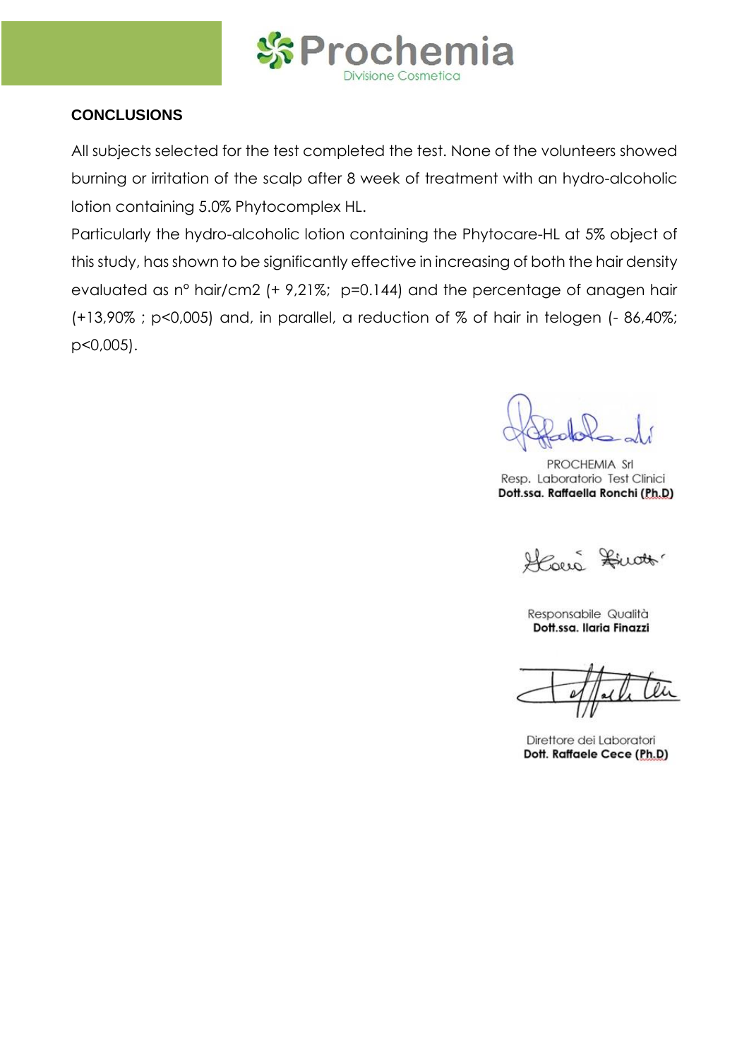## CONCLUSIONS

All subjects selected for the test completed the test. None of the volunteers showed burning or irritation of the scalp after 8 week of treatment with an hydro-alcoholic lotion containing 5.0% Phytocomplex HL.

Particularly the hydro-alcoholic lotion containing the Phytocare-HL at 5% object of this study, has shown to be significantly effective in increasing of both the hair density evaluated as n° hair/cm2 (+ 9,21%; $p=0.144$) and the percentage of anagen hair (+13,90% ; $p<0{,}005$) and, in parallel, a reduction of % of hair in telogen (- 86,40%; $p<0{,}005$).

PROCHEMIA Srl
Resp. Laboratorio Test Clinici
**Dott.ssa. Raffaella Ronchi (Ph.D)**

Responsabile Qualità
**Dott.ssa. Ilaria Finazzi**

Direttore dei Laboratori
**Dott. Raffaele Cece (Ph.D)**